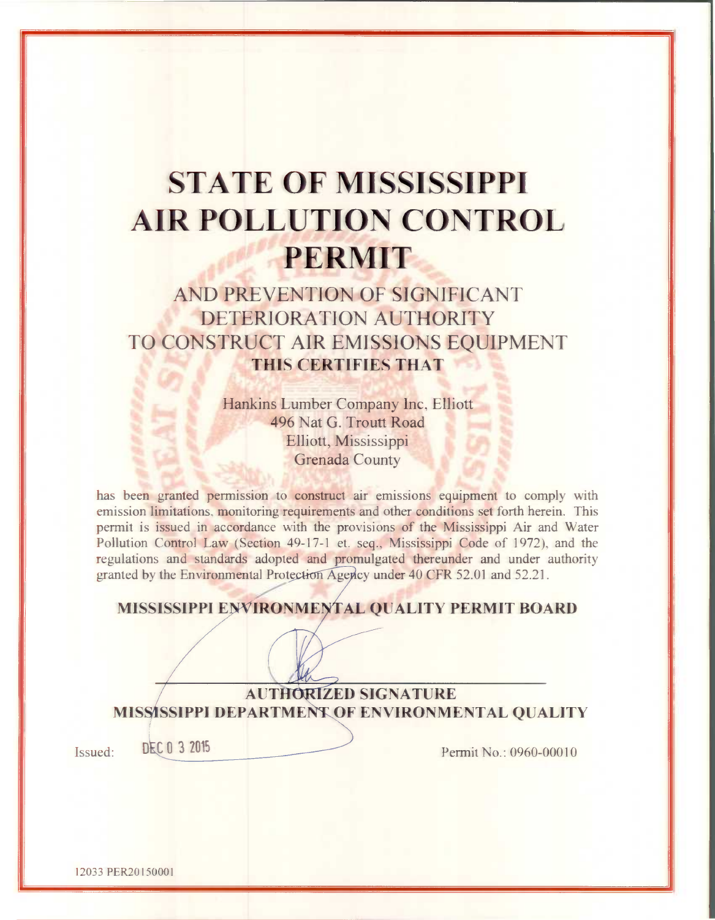# STATE OF MISSISSIPPI AIR POLLUTION CONTROL PERMIT

## AND PREVENTION OF SIGNIFICANT DETERIORATION AUTHORITY TO CONSTRUCT AIR EMISSIONS EQUIPMENT

**THIS CERTIFIES THAT**

Hankins Lumber Company Inc, Elliott
496 Nat G. Troutt Road
Elliott, Mississippi
Grenada County

has been granted permission to construct air emissions equipment to comply with emission limitations, monitoring requirements and other conditions set forth herein. This permit is issued in accordance with the provisions of the Mississippi Air and Water Pollution Control Law (Section 49-17-1 et. seq., Mississippi Code of 1972), and the regulations and standards adopted and promulgated thereunder and under authority granted by the Environmental Protection Agency under 40 CFR 52.01 and 52.21.

**MISSISSIPPI ENVIRONMENTAL QUALITY PERMIT BOARD**

**AUTHORIZED SIGNATURE**
**MISSISSIPPI DEPARTMENT OF ENVIRONMENTAL QUALITY**

Issued: DEC 0 3 2015

Permit No.: 0960-00010

12033 PER20150001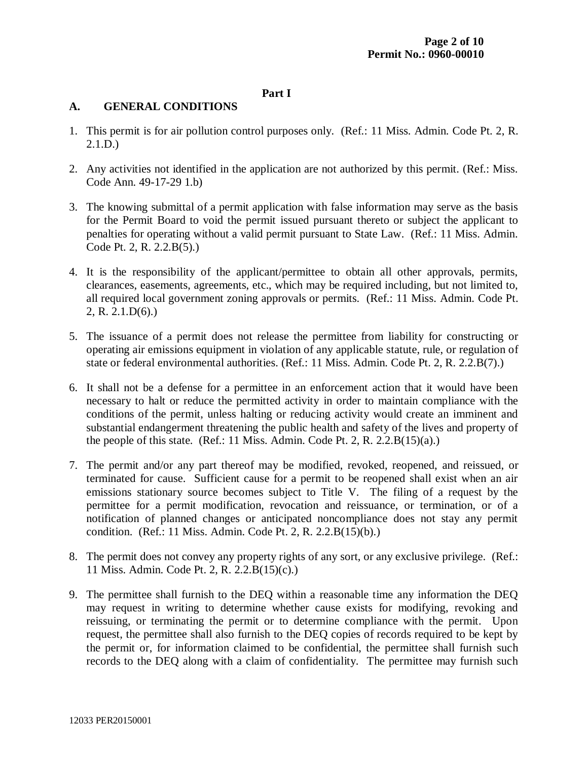## Part I

### A. GENERAL CONDITIONS

1. This permit is for air pollution control purposes only. (Ref.: 11 Miss. Admin. Code Pt. 2, R. 2.1.D.)

2. Any activities not identified in the application are not authorized by this permit. (Ref.: Miss. Code Ann. 49-17-29 1.b)

3. The knowing submittal of a permit application with false information may serve as the basis for the Permit Board to void the permit issued pursuant thereto or subject the applicant to penalties for operating without a valid permit pursuant to State Law. (Ref.: 11 Miss. Admin. Code Pt. 2, R. 2.2.B(5).)

4. It is the responsibility of the applicant/permittee to obtain all other approvals, permits, clearances, easements, agreements, etc., which may be required including, but not limited to, all required local government zoning approvals or permits. (Ref.: 11 Miss. Admin. Code Pt. 2, R. 2.1.D(6).)

5. The issuance of a permit does not release the permittee from liability for constructing or operating air emissions equipment in violation of any applicable statute, rule, or regulation of state or federal environmental authorities. (Ref.: 11 Miss. Admin. Code Pt. 2, R. 2.2.B(7).)

6. It shall not be a defense for a permittee in an enforcement action that it would have been necessary to halt or reduce the permitted activity in order to maintain compliance with the conditions of the permit, unless halting or reducing activity would create an imminent and substantial endangerment threatening the public health and safety of the lives and property of the people of this state. (Ref.: 11 Miss. Admin. Code Pt. 2, R. 2.2.B(15)(a).)

7. The permit and/or any part thereof may be modified, revoked, reopened, and reissued, or terminated for cause. Sufficient cause for a permit to be reopened shall exist when an air emissions stationary source becomes subject to Title V. The filing of a request by the permittee for a permit modification, revocation and reissuance, or termination, or of a notification of planned changes or anticipated noncompliance does not stay any permit condition. (Ref.: 11 Miss. Admin. Code Pt. 2, R. 2.2.B(15)(b).)

8. The permit does not convey any property rights of any sort, or any exclusive privilege. (Ref.: 11 Miss. Admin. Code Pt. 2, R. 2.2.B(15)(c).)

9. The permittee shall furnish to the DEQ within a reasonable time any information the DEQ may request in writing to determine whether cause exists for modifying, revoking and reissuing, or terminating the permit or to determine compliance with the permit. Upon request, the permittee shall also furnish to the DEQ copies of records required to be kept by the permit or, for information claimed to be confidential, the permittee shall furnish such records to the DEQ along with a claim of confidentiality. The permittee may furnish such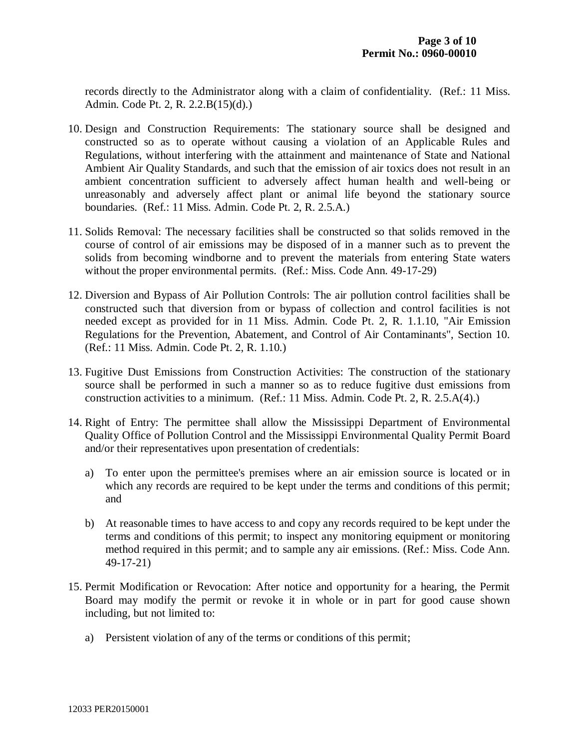records directly to the Administrator along with a claim of confidentiality. (Ref.: 11 Miss. Admin. Code Pt. 2, R. 2.2.B(15)(d).)

10. Design and Construction Requirements: The stationary source shall be designed and constructed so as to operate without causing a violation of an Applicable Rules and Regulations, without interfering with the attainment and maintenance of State and National Ambient Air Quality Standards, and such that the emission of air toxics does not result in an ambient concentration sufficient to adversely affect human health and well-being or unreasonably and adversely affect plant or animal life beyond the stationary source boundaries. (Ref.: 11 Miss. Admin. Code Pt. 2, R. 2.5.A.)

11. Solids Removal: The necessary facilities shall be constructed so that solids removed in the course of control of air emissions may be disposed of in a manner such as to prevent the solids from becoming windborne and to prevent the materials from entering State waters without the proper environmental permits. (Ref.: Miss. Code Ann. 49-17-29)

12. Diversion and Bypass of Air Pollution Controls: The air pollution control facilities shall be constructed such that diversion from or bypass of collection and control facilities is not needed except as provided for in 11 Miss. Admin. Code Pt. 2, R. 1.1.10, "Air Emission Regulations for the Prevention, Abatement, and Control of Air Contaminants", Section 10. (Ref.: 11 Miss. Admin. Code Pt. 2, R. 1.10.)

13. Fugitive Dust Emissions from Construction Activities: The construction of the stationary source shall be performed in such a manner so as to reduce fugitive dust emissions from construction activities to a minimum. (Ref.: 11 Miss. Admin. Code Pt. 2, R. 2.5.A(4).)

14. Right of Entry: The permittee shall allow the Mississippi Department of Environmental Quality Office of Pollution Control and the Mississippi Environmental Quality Permit Board and/or their representatives upon presentation of credentials:

    a) To enter upon the permittee's premises where an air emission source is located or in which any records are required to be kept under the terms and conditions of this permit; and

    b) At reasonable times to have access to and copy any records required to be kept under the terms and conditions of this permit; to inspect any monitoring equipment or monitoring method required in this permit; and to sample any air emissions. (Ref.: Miss. Code Ann. 49-17-21)

15. Permit Modification or Revocation: After notice and opportunity for a hearing, the Permit Board may modify the permit or revoke it in whole or in part for good cause shown including, but not limited to:

    a) Persistent violation of any of the terms or conditions of this permit;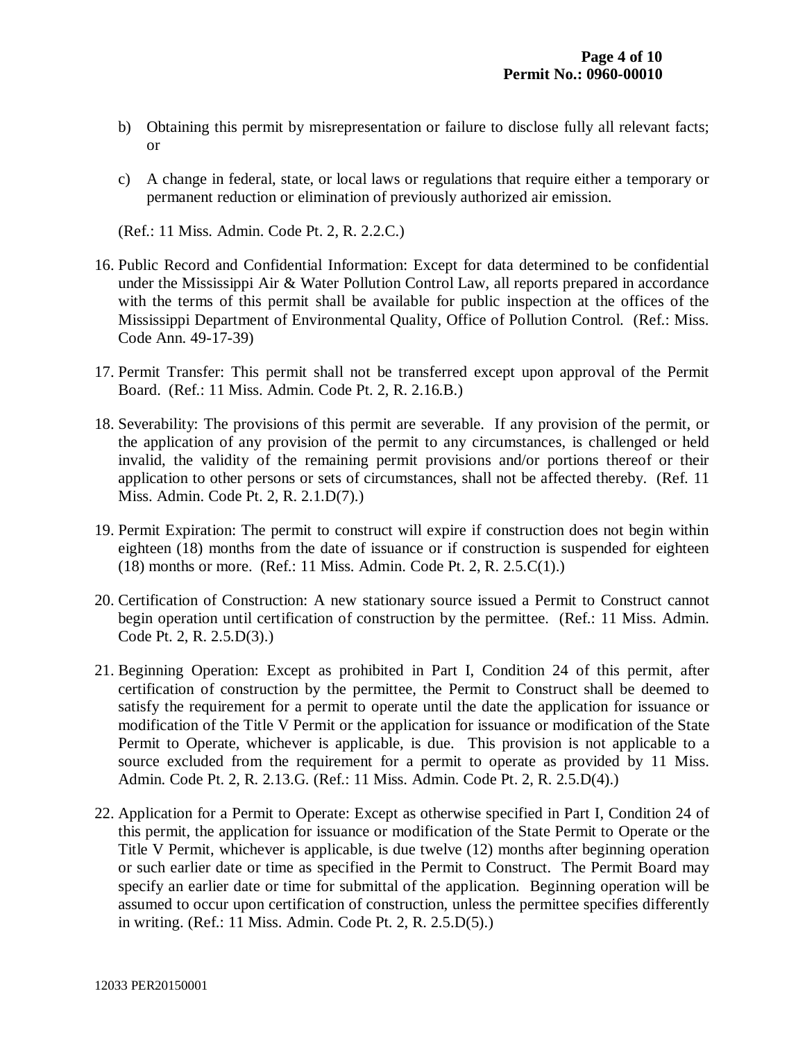b) Obtaining this permit by misrepresentation or failure to disclose fully all relevant facts; or

c) A change in federal, state, or local laws or regulations that require either a temporary or permanent reduction or elimination of previously authorized air emission.

(Ref.: 11 Miss. Admin. Code Pt. 2, R. 2.2.C.)

16. Public Record and Confidential Information: Except for data determined to be confidential under the Mississippi Air & Water Pollution Control Law, all reports prepared in accordance with the terms of this permit shall be available for public inspection at the offices of the Mississippi Department of Environmental Quality, Office of Pollution Control. (Ref.: Miss. Code Ann. 49-17-39)

17. Permit Transfer: This permit shall not be transferred except upon approval of the Permit Board. (Ref.: 11 Miss. Admin. Code Pt. 2, R. 2.16.B.)

18. Severability: The provisions of this permit are severable. If any provision of the permit, or the application of any provision of the permit to any circumstances, is challenged or held invalid, the validity of the remaining permit provisions and/or portions thereof or their application to other persons or sets of circumstances, shall not be affected thereby. (Ref. 11 Miss. Admin. Code Pt. 2, R. 2.1.D(7).)

19. Permit Expiration: The permit to construct will expire if construction does not begin within eighteen (18) months from the date of issuance or if construction is suspended for eighteen (18) months or more. (Ref.: 11 Miss. Admin. Code Pt. 2, R. 2.5.C(1).)

20. Certification of Construction: A new stationary source issued a Permit to Construct cannot begin operation until certification of construction by the permittee. (Ref.: 11 Miss. Admin. Code Pt. 2, R. 2.5.D(3).)

21. Beginning Operation: Except as prohibited in Part I, Condition 24 of this permit, after certification of construction by the permittee, the Permit to Construct shall be deemed to satisfy the requirement for a permit to operate until the date the application for issuance or modification of the Title V Permit or the application for issuance or modification of the State Permit to Operate, whichever is applicable, is due. This provision is not applicable to a source excluded from the requirement for a permit to operate as provided by 11 Miss. Admin. Code Pt. 2, R. 2.13.G. (Ref.: 11 Miss. Admin. Code Pt. 2, R. 2.5.D(4).)

22. Application for a Permit to Operate: Except as otherwise specified in Part I, Condition 24 of this permit, the application for issuance or modification of the State Permit to Operate or the Title V Permit, whichever is applicable, is due twelve (12) months after beginning operation or such earlier date or time as specified in the Permit to Construct. The Permit Board may specify an earlier date or time for submittal of the application. Beginning operation will be assumed to occur upon certification of construction, unless the permittee specifies differently in writing. (Ref.: 11 Miss. Admin. Code Pt. 2, R. 2.5.D(5).)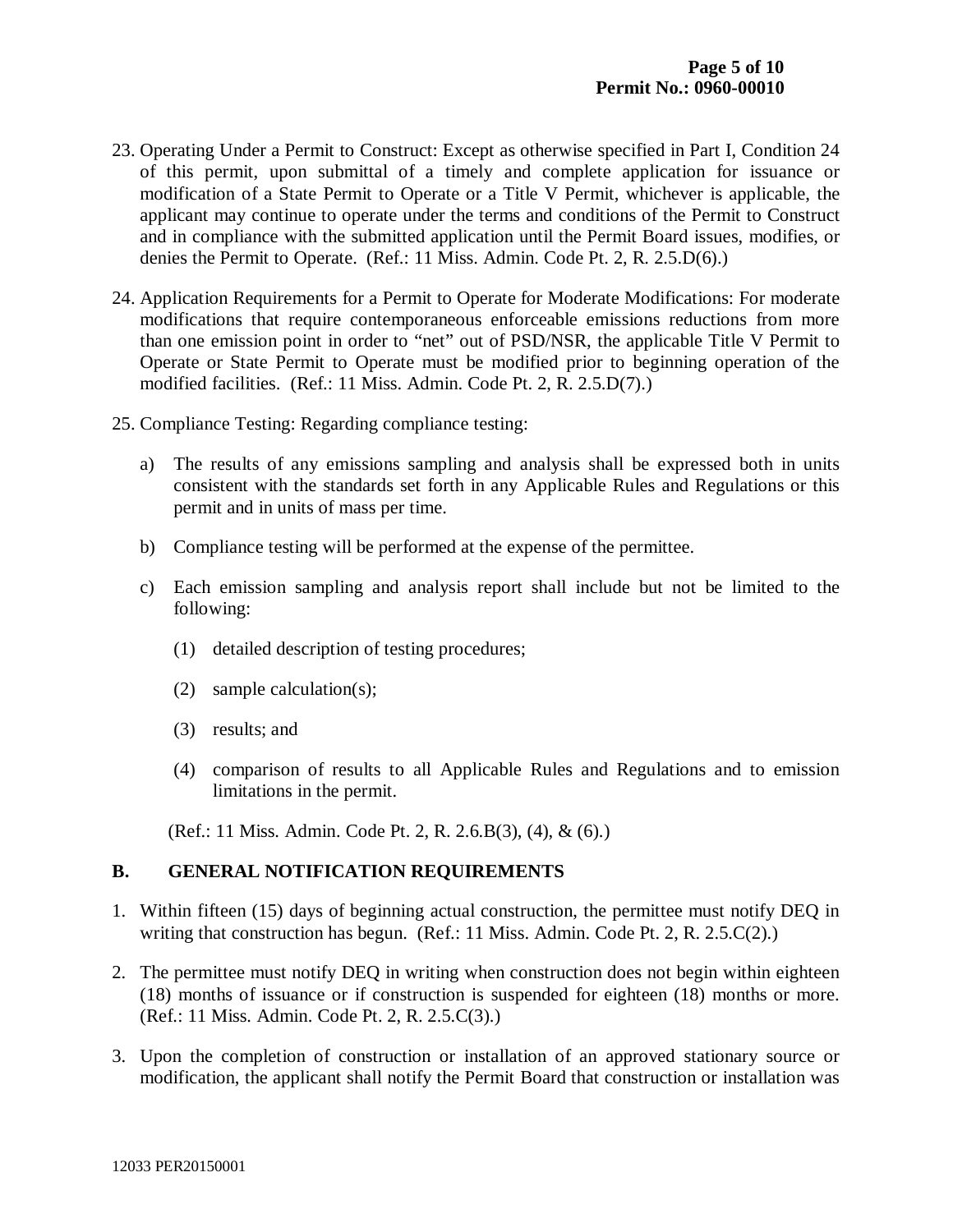23. Operating Under a Permit to Construct: Except as otherwise specified in Part I, Condition 24 of this permit, upon submittal of a timely and complete application for issuance or modification of a State Permit to Operate or a Title V Permit, whichever is applicable, the applicant may continue to operate under the terms and conditions of the Permit to Construct and in compliance with the submitted application until the Permit Board issues, modifies, or denies the Permit to Operate. (Ref.: 11 Miss. Admin. Code Pt. 2, R. 2.5.D(6).)

24. Application Requirements for a Permit to Operate for Moderate Modifications: For moderate modifications that require contemporaneous enforceable emissions reductions from more than one emission point in order to "net" out of PSD/NSR, the applicable Title V Permit to Operate or State Permit to Operate must be modified prior to beginning operation of the modified facilities. (Ref.: 11 Miss. Admin. Code Pt. 2, R. 2.5.D(7).)

25. Compliance Testing: Regarding compliance testing:

    a) The results of any emissions sampling and analysis shall be expressed both in units consistent with the standards set forth in any Applicable Rules and Regulations or this permit and in units of mass per time.

    b) Compliance testing will be performed at the expense of the permittee.

    c) Each emission sampling and analysis report shall include but not be limited to the following:

        (1) detailed description of testing procedures;

        (2) sample calculation(s);

        (3) results; and

        (4) comparison of results to all Applicable Rules and Regulations and to emission limitations in the permit.

    (Ref.: 11 Miss. Admin. Code Pt. 2, R. 2.6.B(3), (4), & (6).)

## B. GENERAL NOTIFICATION REQUIREMENTS

1. Within fifteen (15) days of beginning actual construction, the permittee must notify DEQ in writing that construction has begun. (Ref.: 11 Miss. Admin. Code Pt. 2, R. 2.5.C(2).)

2. The permittee must notify DEQ in writing when construction does not begin within eighteen (18) months of issuance or if construction is suspended for eighteen (18) months or more. (Ref.: 11 Miss. Admin. Code Pt. 2, R. 2.5.C(3).)

3. Upon the completion of construction or installation of an approved stationary source or modification, the applicant shall notify the Permit Board that construction or installation was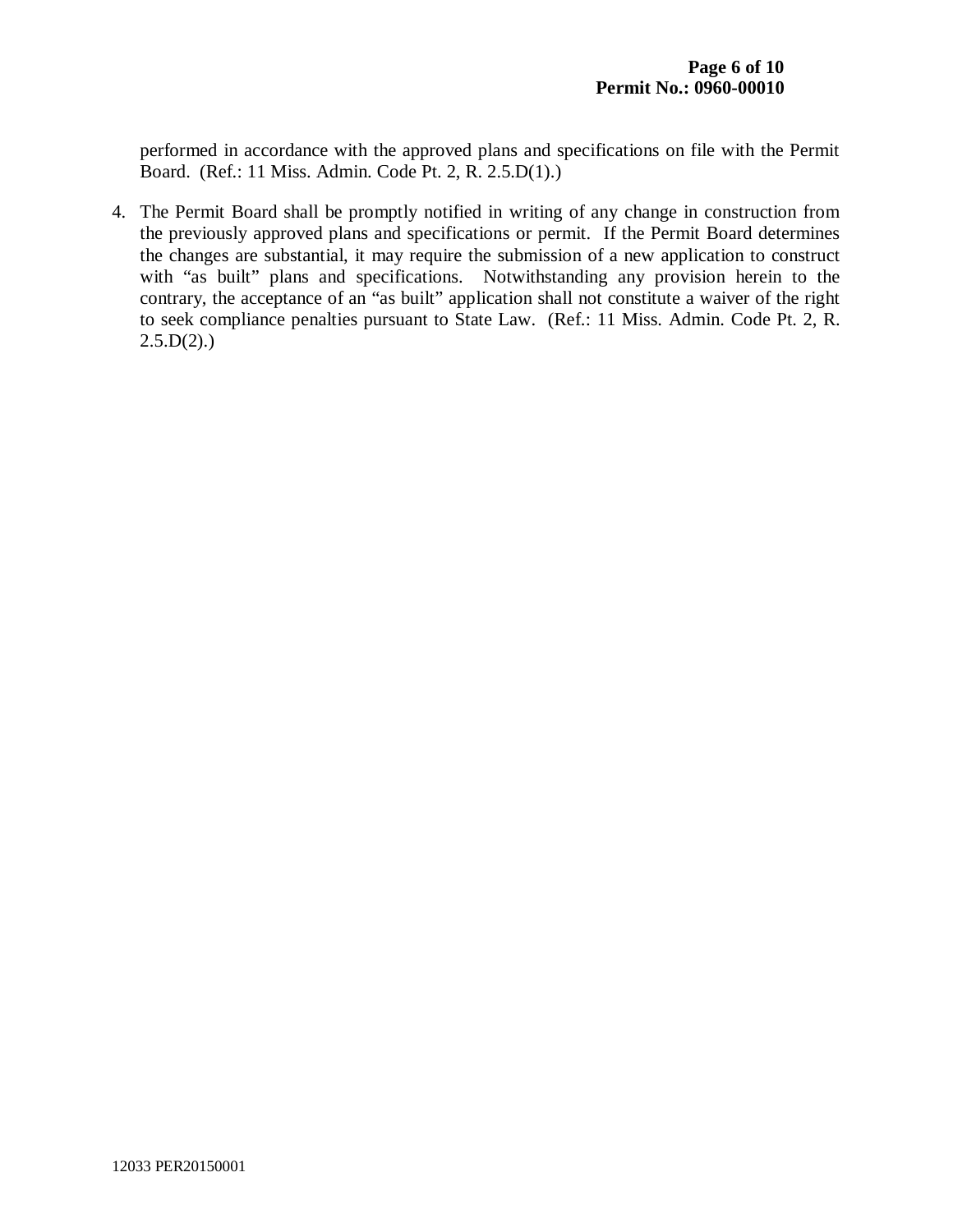performed in accordance with the approved plans and specifications on file with the Permit Board. (Ref.: 11 Miss. Admin. Code Pt. 2, R. 2.5.D(1).)

4. The Permit Board shall be promptly notified in writing of any change in construction from the previously approved plans and specifications or permit. If the Permit Board determines the changes are substantial, it may require the submission of a new application to construct with "as built" plans and specifications. Notwithstanding any provision herein to the contrary, the acceptance of an "as built" application shall not constitute a waiver of the right to seek compliance penalties pursuant to State Law. (Ref.: 11 Miss. Admin. Code Pt. 2, R. 2.5.D(2).)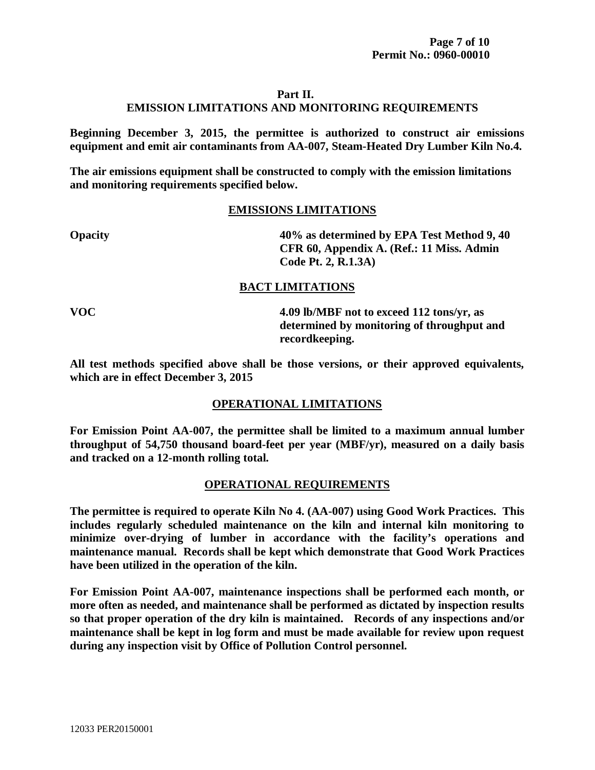## Part II.
## EMISSION LIMITATIONS AND MONITORING REQUIREMENTS

**Beginning December 3, 2015, the permittee is authorized to construct air emissions equipment and emit air contaminants from AA-007, Steam-Heated Dry Lumber Kiln No.4.**

**The air emissions equipment shall be constructed to comply with the emission limitations and monitoring requirements specified below.**

### EMISSIONS LIMITATIONS

| | |
|---|---|
| **Opacity** | **40% as determined by EPA Test Method 9, 40 CFR 60, Appendix A. (Ref.: 11 Miss. Admin Code Pt. 2, R.1.3A)** |

### BACT LIMITATIONS

| | |
|---|---|
| **VOC** | **4.09 lb/MBF not to exceed 112 tons/yr, as determined by monitoring of throughput and recordkeeping.** |

**All test methods specified above shall be those versions, or their approved equivalents, which are in effect December 3, 2015**

### OPERATIONAL LIMITATIONS

**For Emission Point AA-007, the permittee shall be limited to a maximum annual lumber throughput of 54,750 thousand board-feet per year (MBF/yr), measured on a daily basis and tracked on a 12-month rolling total.**

### OPERATIONAL REQUIREMENTS

**The permittee is required to operate Kiln No 4. (AA-007) using Good Work Practices. This includes regularly scheduled maintenance on the kiln and internal kiln monitoring to minimize over-drying of lumber in accordance with the facility's operations and maintenance manual. Records shall be kept which demonstrate that Good Work Practices have been utilized in the operation of the kiln.**

**For Emission Point AA-007, maintenance inspections shall be performed each month, or more often as needed, and maintenance shall be performed as dictated by inspection results so that proper operation of the dry kiln is maintained. Records of any inspections and/or maintenance shall be kept in log form and must be made available for review upon request during any inspection visit by Office of Pollution Control personnel.**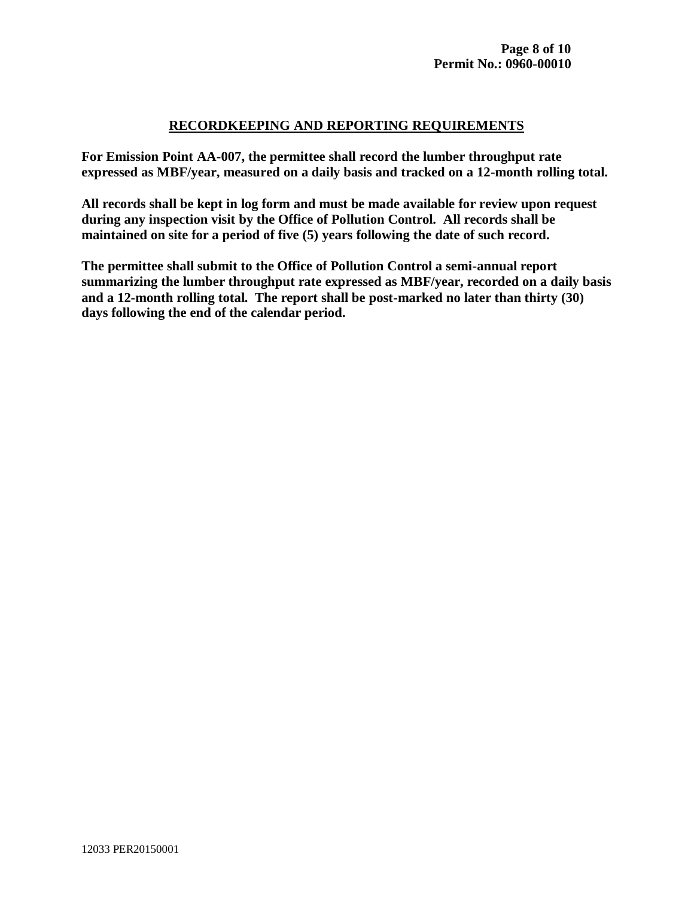## RECORDKEEPING AND REPORTING REQUIREMENTS

**For Emission Point AA-007, the permittee shall record the lumber throughput rate expressed as MBF/year, measured on a daily basis and tracked on a 12-month rolling total.**

**All records shall be kept in log form and must be made available for review upon request during any inspection visit by the Office of Pollution Control. All records shall be maintained on site for a period of five (5) years following the date of such record.**

**The permittee shall submit to the Office of Pollution Control a semi-annual report summarizing the lumber throughput rate expressed as MBF/year, recorded on a daily basis and a 12-month rolling total. The report shall be post-marked no later than thirty (30) days following the end of the calendar period.**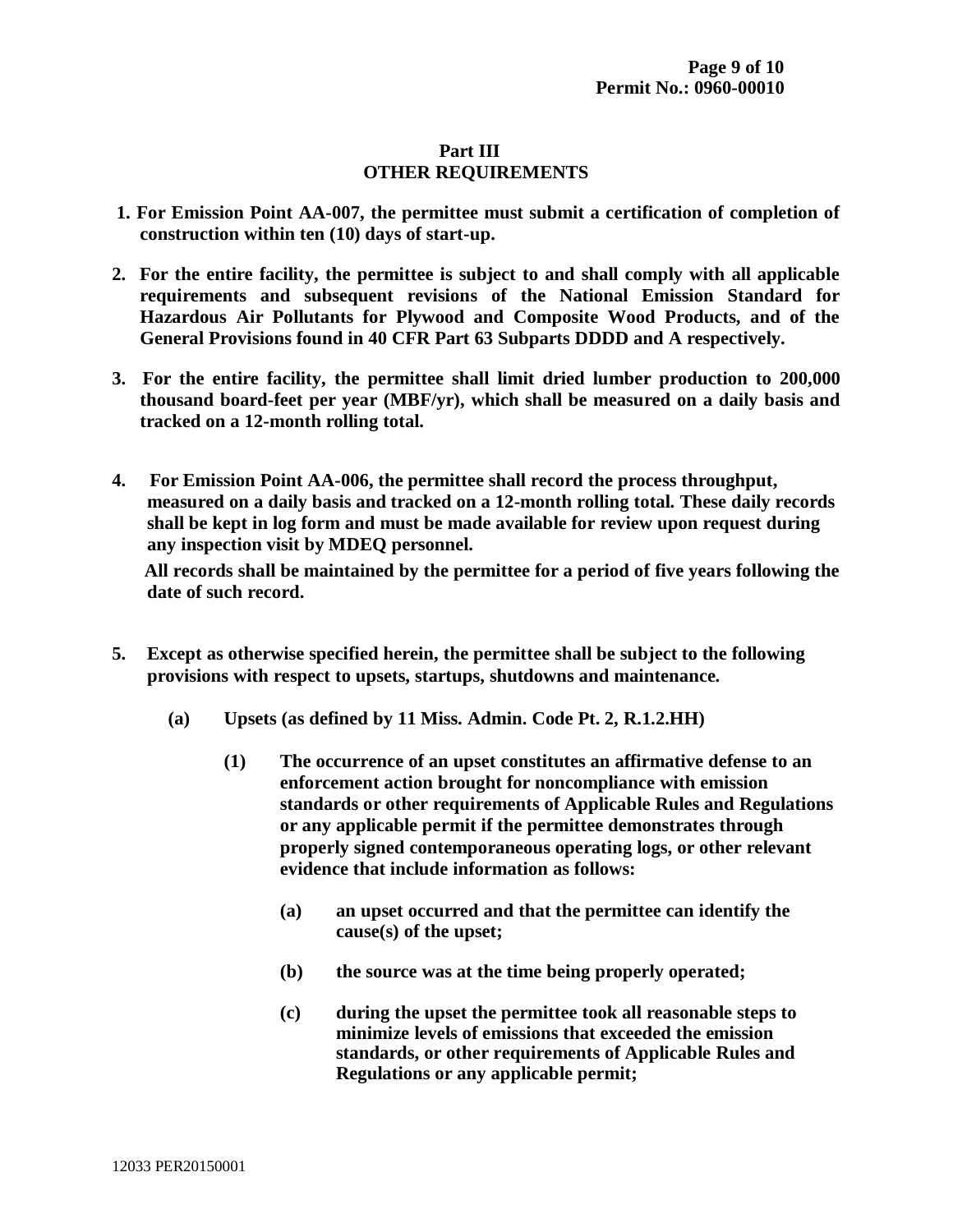## Part III
## OTHER REQUIREMENTS

1. **For Emission Point AA-007, the permittee must submit a certification of completion of construction within ten (10) days of start-up.**

2. **For the entire facility, the permittee is subject to and shall comply with all applicable requirements and subsequent revisions of the National Emission Standard for Hazardous Air Pollutants for Plywood and Composite Wood Products, and of the General Provisions found in 40 CFR Part 63 Subparts DDDD and A respectively.**

3. **For the entire facility, the permittee shall limit dried lumber production to 200,000 thousand board-feet per year (MBF/yr), which shall be measured on a daily basis and tracked on a 12-month rolling total.**

4. **For Emission Point AA-006, the permittee shall record the process throughput, measured on a daily basis and tracked on a 12-month rolling total. These daily records shall be kept in log form and must be made available for review upon request during any inspection visit by MDEQ personnel.**

   **All records shall be maintained by the permittee for a period of five years following the date of such record.**

5. **Except as otherwise specified herein, the permittee shall be subject to the following provisions with respect to upsets, startups, shutdowns and maintenance.**

   **(a) Upsets (as defined by 11 Miss. Admin. Code Pt. 2, R.1.2.HH)**

   **(1) The occurrence of an upset constitutes an affirmative defense to an enforcement action brought for noncompliance with emission standards or other requirements of Applicable Rules and Regulations or any applicable permit if the permittee demonstrates through properly signed contemporaneous operating logs, or other relevant evidence that include information as follows:**

   **(a) an upset occurred and that the permittee can identify the cause(s) of the upset;**

   **(b) the source was at the time being properly operated;**

   **(c) during the upset the permittee took all reasonable steps to minimize levels of emissions that exceeded the emission standards, or other requirements of Applicable Rules and Regulations or any applicable permit;**

12033 PER20150001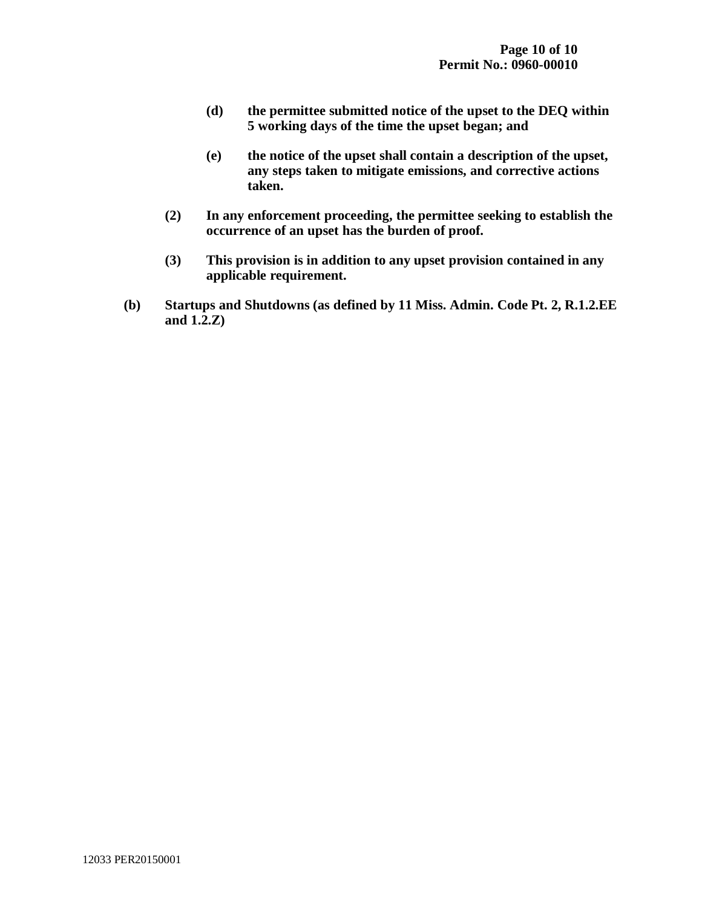**(d) the permittee submitted notice of the upset to the DEQ within 5 working days of the time the upset began; and**

**(e) the notice of the upset shall contain a description of the upset, any steps taken to mitigate emissions, and corrective actions taken.**

**(2) In any enforcement proceeding, the permittee seeking to establish the occurrence of an upset has the burden of proof.**

**(3) This provision is in addition to any upset provision contained in any applicable requirement.**

**(b) Startups and Shutdowns (as defined by 11 Miss. Admin. Code Pt. 2, R.1.2.EE and 1.2.Z)**

12033 PER20150001